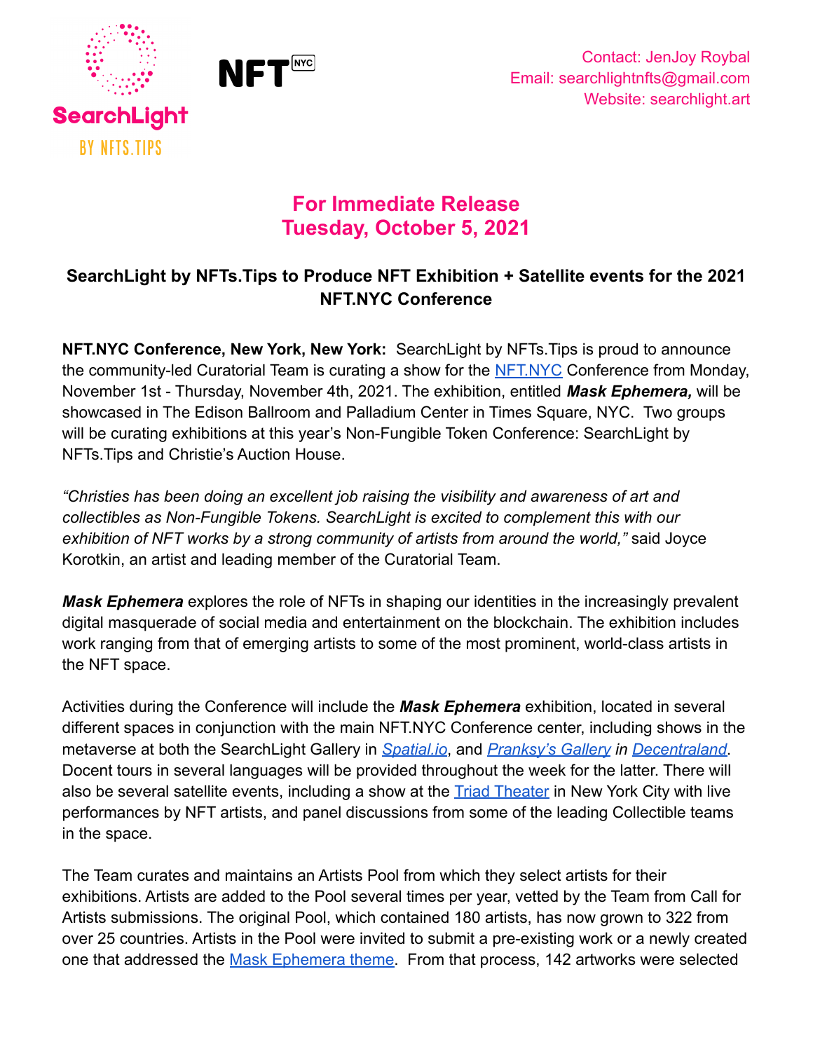SearchLight
BY NFTS.TIPS

NFT NYC

Contact: JenJoy Roybal
Email: searchlightnfts@gmail.com
Website: searchlight.art

## For Immediate Release
## Tuesday, October 5, 2021

### SearchLight by NFTs.Tips to Produce NFT Exhibition + Satellite events for the 2021 NFT.NYC Conference

**NFT.NYC Conference, New York, New York:** SearchLight by NFTs.Tips is proud to announce the community-led Curatorial Team is curating a show for the NFT.NYC Conference from Monday, November 1st - Thursday, November 4th, 2021. The exhibition, entitled ***Mask Ephemera,*** will be showcased in The Edison Ballroom and Palladium Center in Times Square, NYC. Two groups will be curating exhibitions at this year's Non-Fungible Token Conference: SearchLight by NFTs.Tips and Christie's Auction House.

*"Christies has been doing an excellent job raising the visibility and awareness of art and collectibles as Non-Fungible Tokens. SearchLight is excited to complement this with our exhibition of NFT works by a strong community of artists from around the world,"* said Joyce Korotkin, an artist and leading member of the Curatorial Team.

***Mask Ephemera*** explores the role of NFTs in shaping our identities in the increasingly prevalent digital masquerade of social media and entertainment on the blockchain. The exhibition includes work ranging from that of emerging artists to some of the most prominent, world-class artists in the NFT space.

Activities during the Conference will include the ***Mask Ephemera*** exhibition, located in several different spaces in conjunction with the main NFT.NYC Conference center, including shows in the metaverse at both the SearchLight Gallery in *Spatial.io*, and *Pranksy's Gallery in Decentraland*. Docent tours in several languages will be provided throughout the week for the latter. There will also be several satellite events, including a show at the Triad Theater in New York City with live performances by NFT artists, and panel discussions from some of the leading Collectible teams in the space.

The Team curates and maintains an Artists Pool from which they select artists for their exhibitions. Artists are added to the Pool several times per year, vetted by the Team from Call for Artists submissions. The original Pool, which contained 180 artists, has now grown to 322 from over 25 countries. Artists in the Pool were invited to submit a pre-existing work or a newly created one that addressed the Mask Ephemera theme. From that process, 142 artworks were selected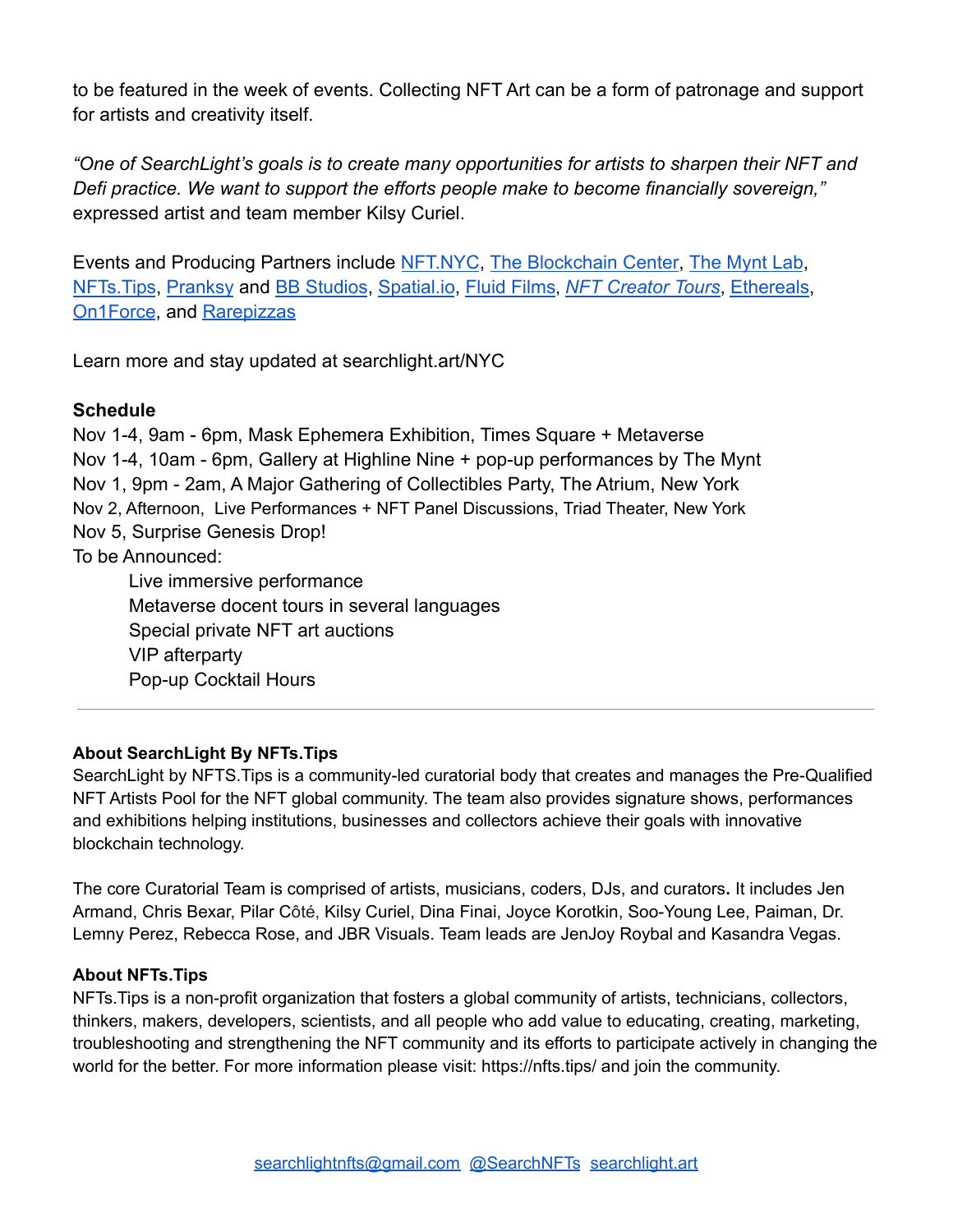to be featured in the week of events. Collecting NFT Art can be a form of patronage and support for artists and creativity itself.

*"One of SearchLight's goals is to create many opportunities for artists to sharpen their NFT and Defi practice. We want to support the efforts people make to become financially sovereign,"* expressed artist and team member Kilsy Curiel.

Events and Producing Partners include NFT.NYC, The Blockchain Center, The Mynt Lab, NFTs.Tips, Pranksy and BB Studios, Spatial.io, Fluid Films, *NFT Creator Tours*, Ethereals, On1Force, and Rarepizzas

Learn more and stay updated at searchlight.art/NYC

**Schedule**

Nov 1-4, 9am - 6pm, Mask Ephemera Exhibition, Times Square + Metaverse
Nov 1-4, 10am - 6pm, Gallery at Highline Nine + pop-up performances by The Mynt
Nov 1, 9pm - 2am, A Major Gathering of Collectibles Party, The Atrium, New York
Nov 2, Afternoon, Live Performances + NFT Panel Discussions, Triad Theater, New York
Nov 5, Surprise Genesis Drop!
To be Announced:

- Live immersive performance
- Metaverse docent tours in several languages
- Special private NFT art auctions
- VIP afterparty
- Pop-up Cocktail Hours

---

**About SearchLight By NFTs.Tips**
SearchLight by NFTS.Tips is a community-led curatorial body that creates and manages the Pre-Qualified NFT Artists Pool for the NFT global community. The team also provides signature shows, performances and exhibitions helping institutions, businesses and collectors achieve their goals with innovative blockchain technology.

The core Curatorial Team is comprised of artists, musicians, coders, DJs, and curators**.** It includes Jen Armand, Chris Bexar, Pilar Côté, Kilsy Curiel, Dina Finai, Joyce Korotkin, Soo-Young Lee, Paiman, Dr. Lemny Perez, Rebecca Rose, and JBR Visuals. Team leads are JenJoy Roybal and Kasandra Vegas.

**About NFTs.Tips**
NFTs.Tips is a non-profit organization that fosters a global community of artists, technicians, collectors, thinkers, makers, developers, scientists, and all people who add value to educating, creating, marketing, troubleshooting and strengthening the NFT community and its efforts to participate actively in changing the world for the better. For more information please visit: https://nfts.tips/ and join the community.

searchlightnfts@gmail.com @SearchNFTs searchlight.art